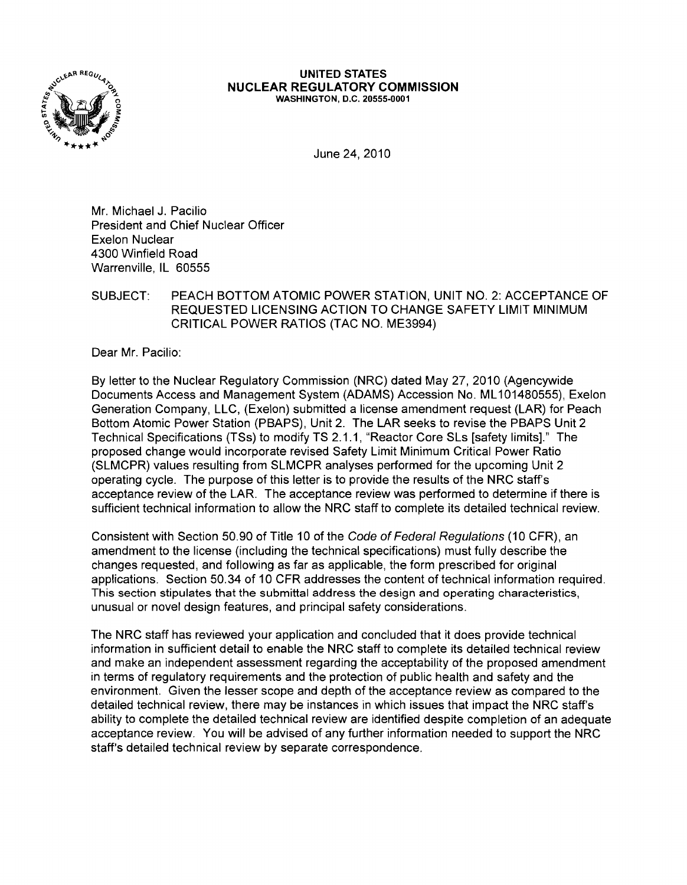**UNITED STATES**
**NUCLEAR REGULATORY COMMISSION**
**WASHINGTON, D.C. 20555-0001**

June 24, 2010

Mr. Michael J. Pacilio
President and Chief Nuclear Officer
Exelon Nuclear
4300 Winfield Road
Warrenville, IL 60555

SUBJECT: PEACH BOTTOM ATOMIC POWER STATION, UNIT NO. 2: ACCEPTANCE OF REQUESTED LICENSING ACTION TO CHANGE SAFETY LIMIT MINIMUM CRITICAL POWER RATIOS (TAC NO. ME3994)

Dear Mr. Pacilio:

By letter to the Nuclear Regulatory Commission (NRC) dated May 27, 2010 (Agencywide Documents Access and Management System (ADAMS) Accession No. ML101480555), Exelon Generation Company, LLC, (Exelon) submitted a license amendment request (LAR) for Peach Bottom Atomic Power Station (PBAPS), Unit 2. The LAR seeks to revise the PBAPS Unit 2 Technical Specifications (TSs) to modify TS 2.1.1, "Reactor Core SLs [safety limits]." The proposed change would incorporate revised Safety Limit Minimum Critical Power Ratio (SLMCPR) values resulting from SLMCPR analyses performed for the upcoming Unit 2 operating cycle. The purpose of this letter is to provide the results of the NRC staff's acceptance review of the LAR. The acceptance review was performed to determine if there is sufficient technical information to allow the NRC staff to complete its detailed technical review.

Consistent with Section 50.90 of Title 10 of the *Code of Federal Regulations* (10 CFR), an amendment to the license (including the technical specifications) must fully describe the changes requested, and following as far as applicable, the form prescribed for original applications. Section 50.34 of 10 CFR addresses the content of technical information required. This section stipulates that the submittal address the design and operating characteristics, unusual or novel design features, and principal safety considerations.

The NRC staff has reviewed your application and concluded that it does provide technical information in sufficient detail to enable the NRC staff to complete its detailed technical review and make an independent assessment regarding the acceptability of the proposed amendment in terms of regulatory requirements and the protection of public health and safety and the environment. Given the lesser scope and depth of the acceptance review as compared to the detailed technical review, there may be instances in which issues that impact the NRC staff's ability to complete the detailed technical review are identified despite completion of an adequate acceptance review. You will be advised of any further information needed to support the NRC staff's detailed technical review by separate correspondence.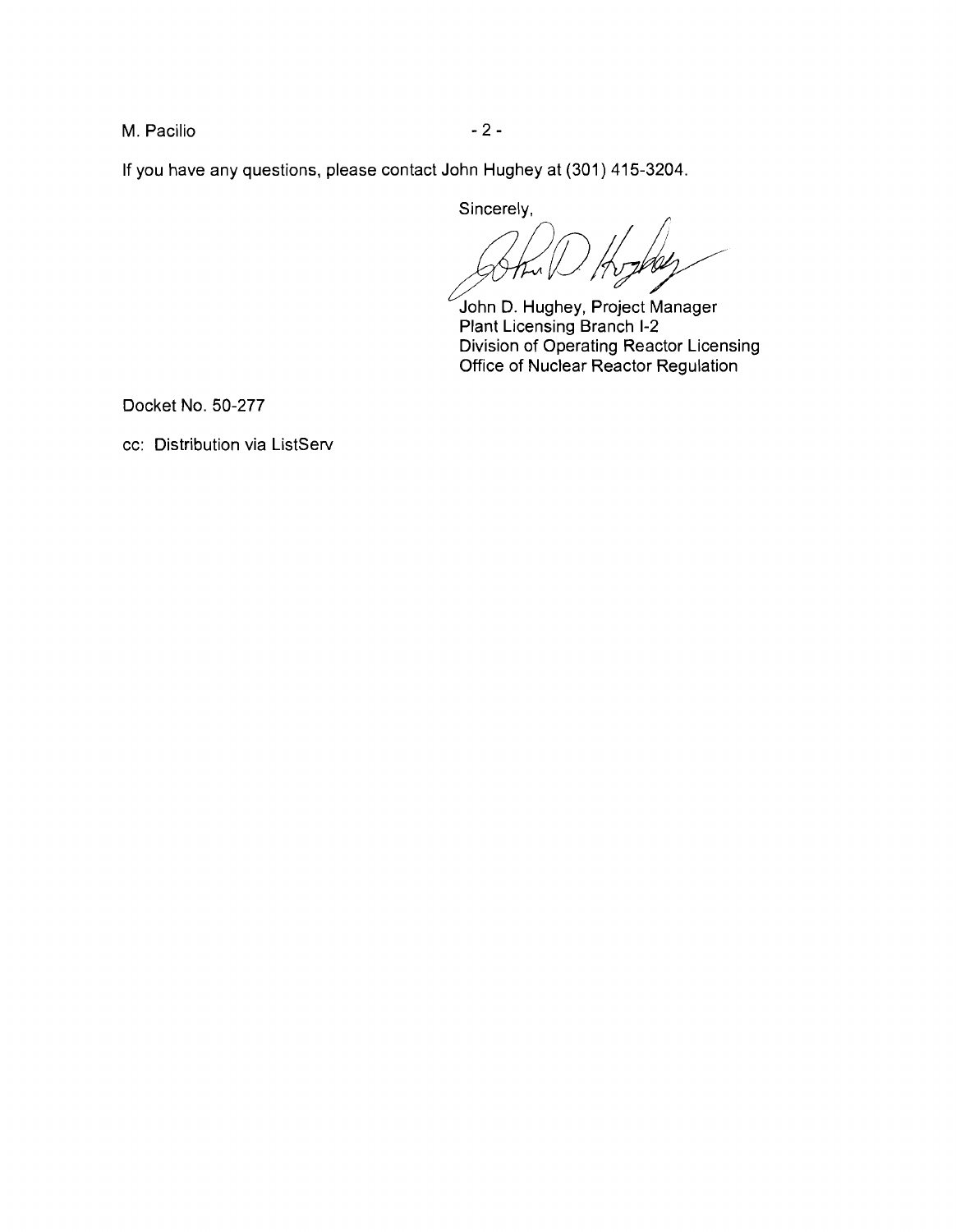If you have any questions, please contact John Hughey at (301) 415-3204.

Sincerely,

John D. Hughey, Project Manager
Plant Licensing Branch I-2
Division of Operating Reactor Licensing
Office of Nuclear Reactor Regulation

Docket No. 50-277

cc: Distribution via ListServ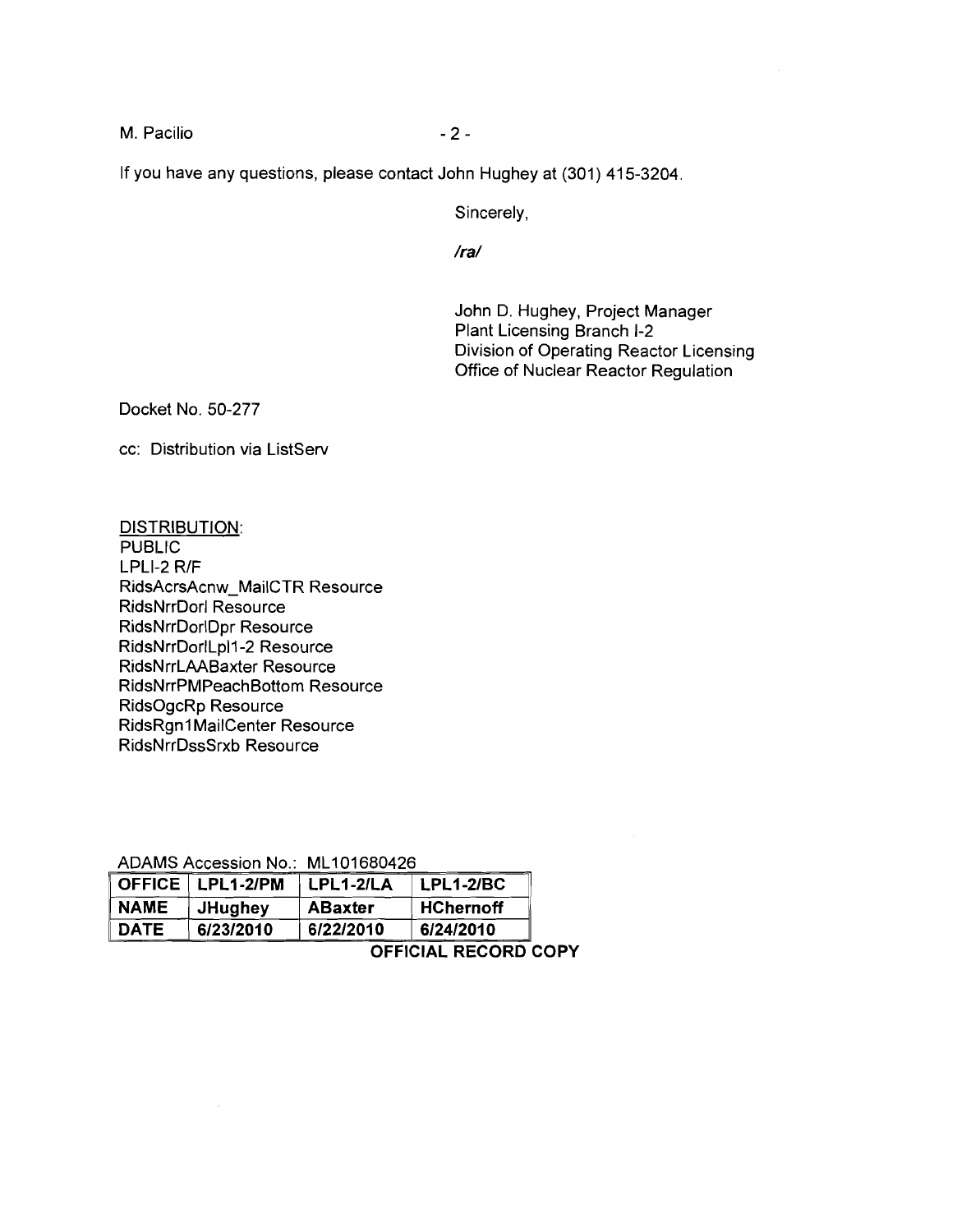M. Pacilio

If you have any questions, please contact John Hughey at (301) 415-3204.

Sincerely,

*/ra/*

John D. Hughey, Project Manager
Plant Licensing Branch I-2
Division of Operating Reactor Licensing
Office of Nuclear Reactor Regulation

Docket No. 50-277

cc: Distribution via ListServ

DISTRIBUTION:
PUBLIC
LPLI-2 R/F
RidsAcrsAcnw_MailCTR Resource
RidsNrrDorl Resource
RidsNrrDorlDpr Resource
RidsNrrDorlLpl1-2 Resource
RidsNrrLAABaxter Resource
RidsNrrPMPeachBottom Resource
RidsOgcRp Resource
RidsRgn1MailCenter Resource
RidsNrrDssSrxb Resource

ADAMS Accession No.: ML101680426

| OFFICE | LPL1-2/PM | LPL1-2/LA | LPL1-2/BC |
|---|---|---|---|
| NAME | JHughey | ABaxter | HChernoff |
| DATE | 6/23/2010 | 6/22/2010 | 6/24/2010 |

**OFFICIAL RECORD COPY**